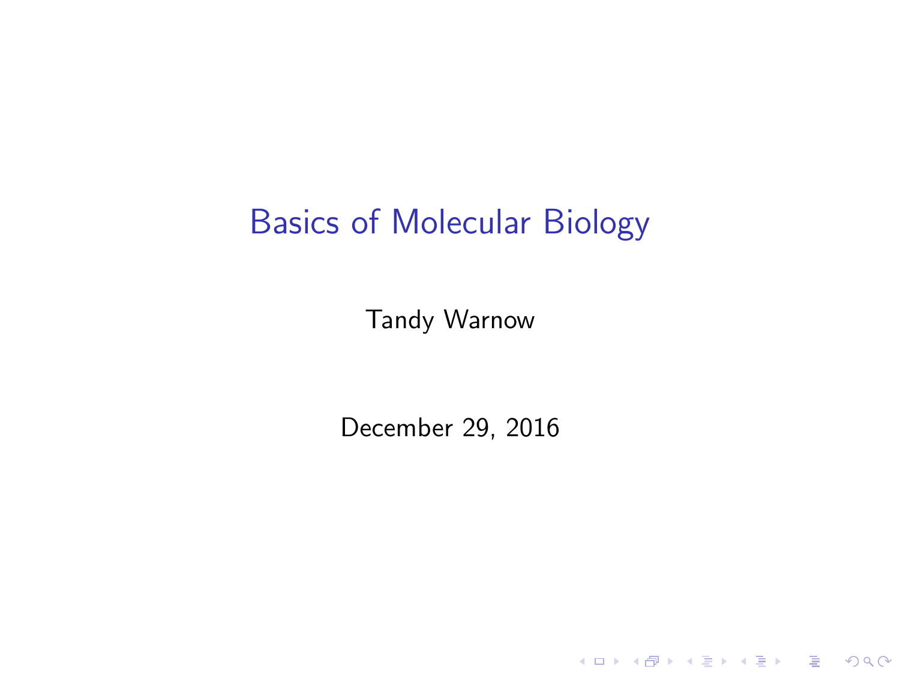# Basics of Molecular Biology

Tandy Warnow

December 29, 2016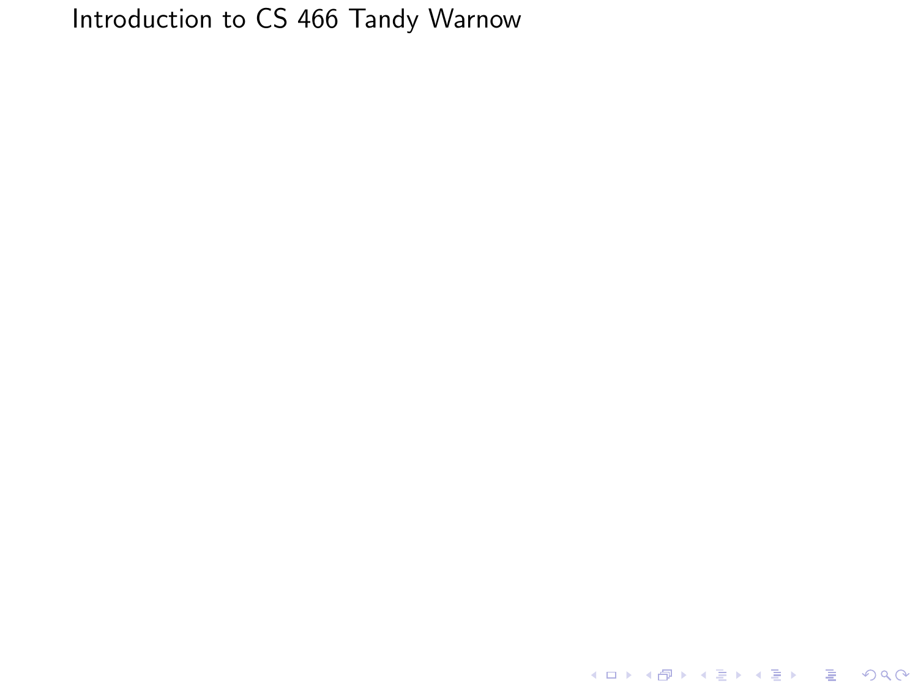# Introduction to CS 466 Tandy Warnow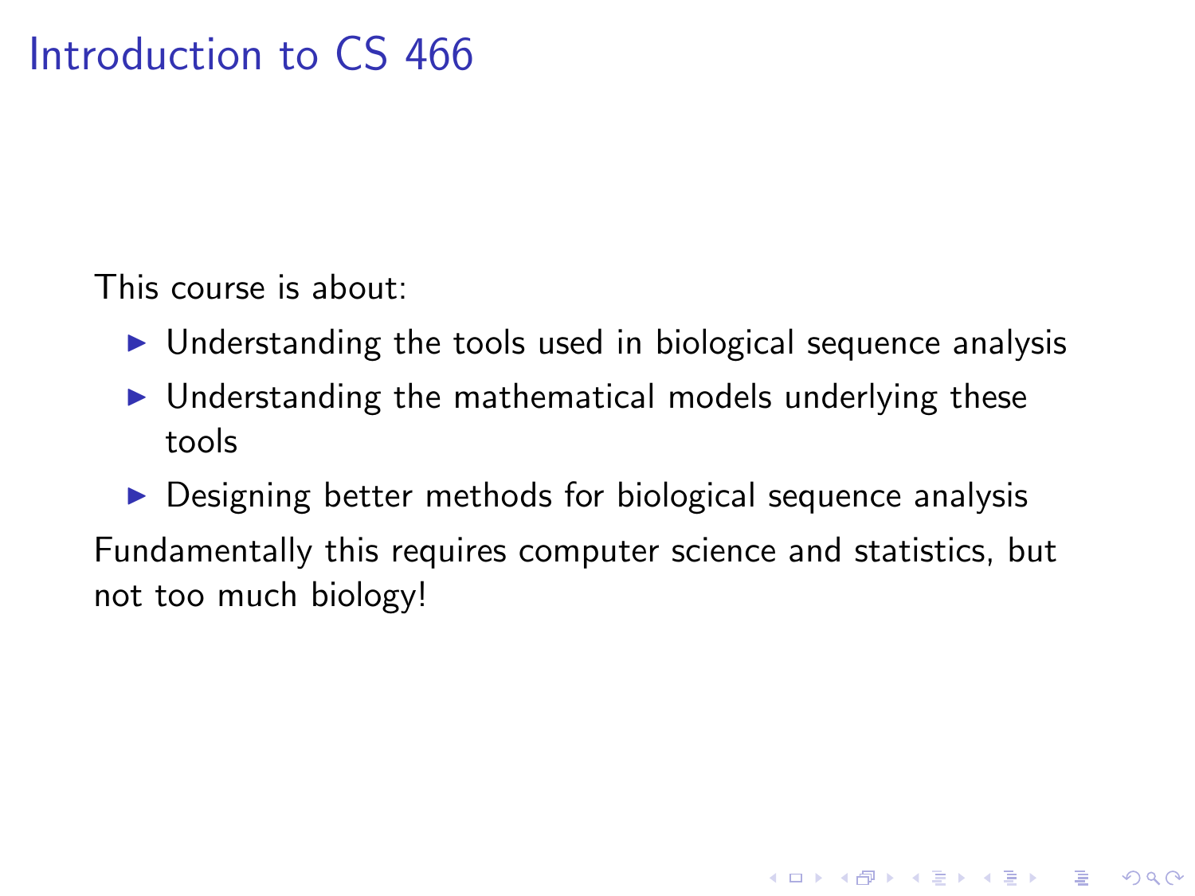# Introduction to CS 466

This course is about:

- Understanding the tools used in biological sequence analysis
- Understanding the mathematical models underlying these tools
- Designing better methods for biological sequence analysis

Fundamentally this requires computer science and statistics, but not too much biology!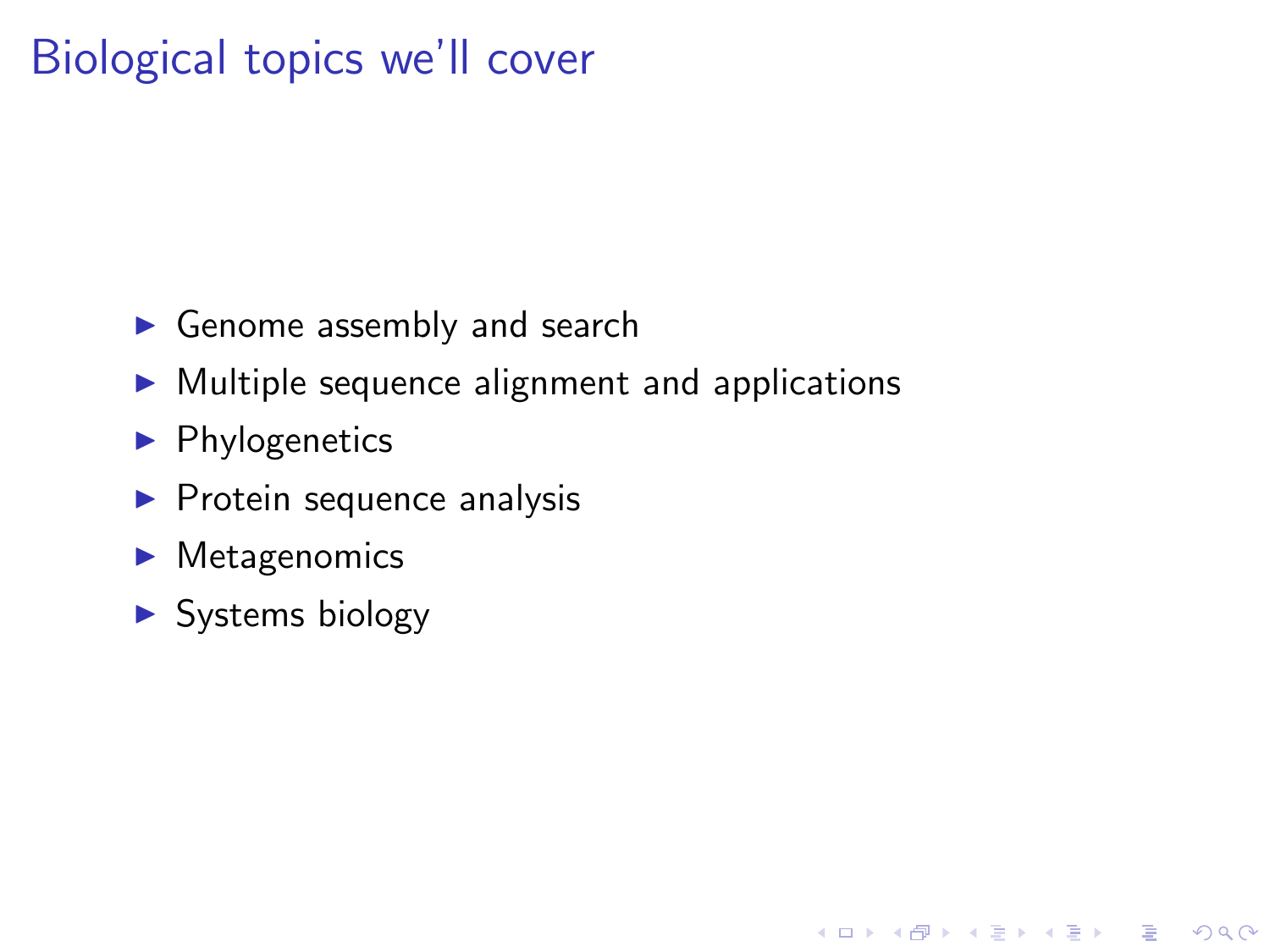# Biological topics we'll cover

- Genome assembly and search
- Multiple sequence alignment and applications
- Phylogenetics
- Protein sequence analysis
- Metagenomics
- Systems biology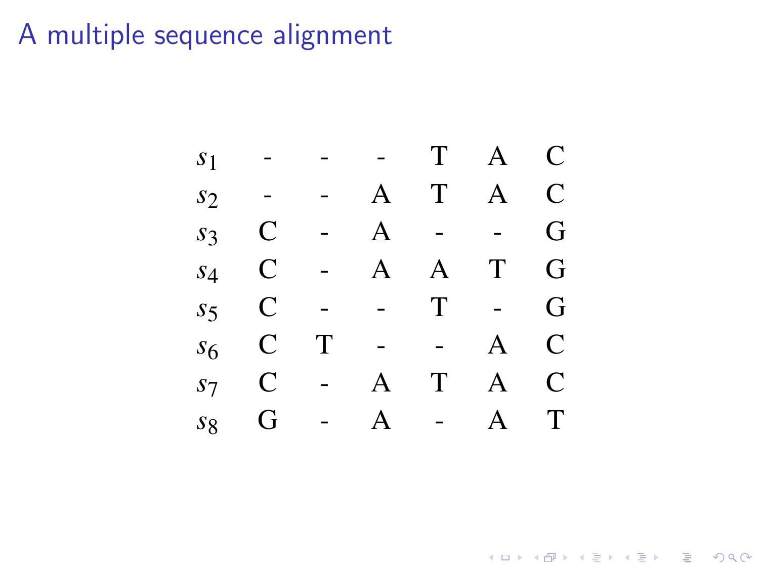# A multiple sequence alignment

| | | | | | | |
|---|---|---|---|---|---|---|
| $s_1$ | - | - | - | T | A | C |
| $s_2$ | - | - | A | T | A | C |
| $s_3$ | C | - | A | - | - | G |
| $s_4$ | C | - | A | A | T | G |
| $s_5$ | C | - | - | T | - | G |
| $s_6$ | C | T | - | - | A | C |
| $s_7$ | C | - | A | T | A | C |
| $s_8$ | G | - | A | - | A | T |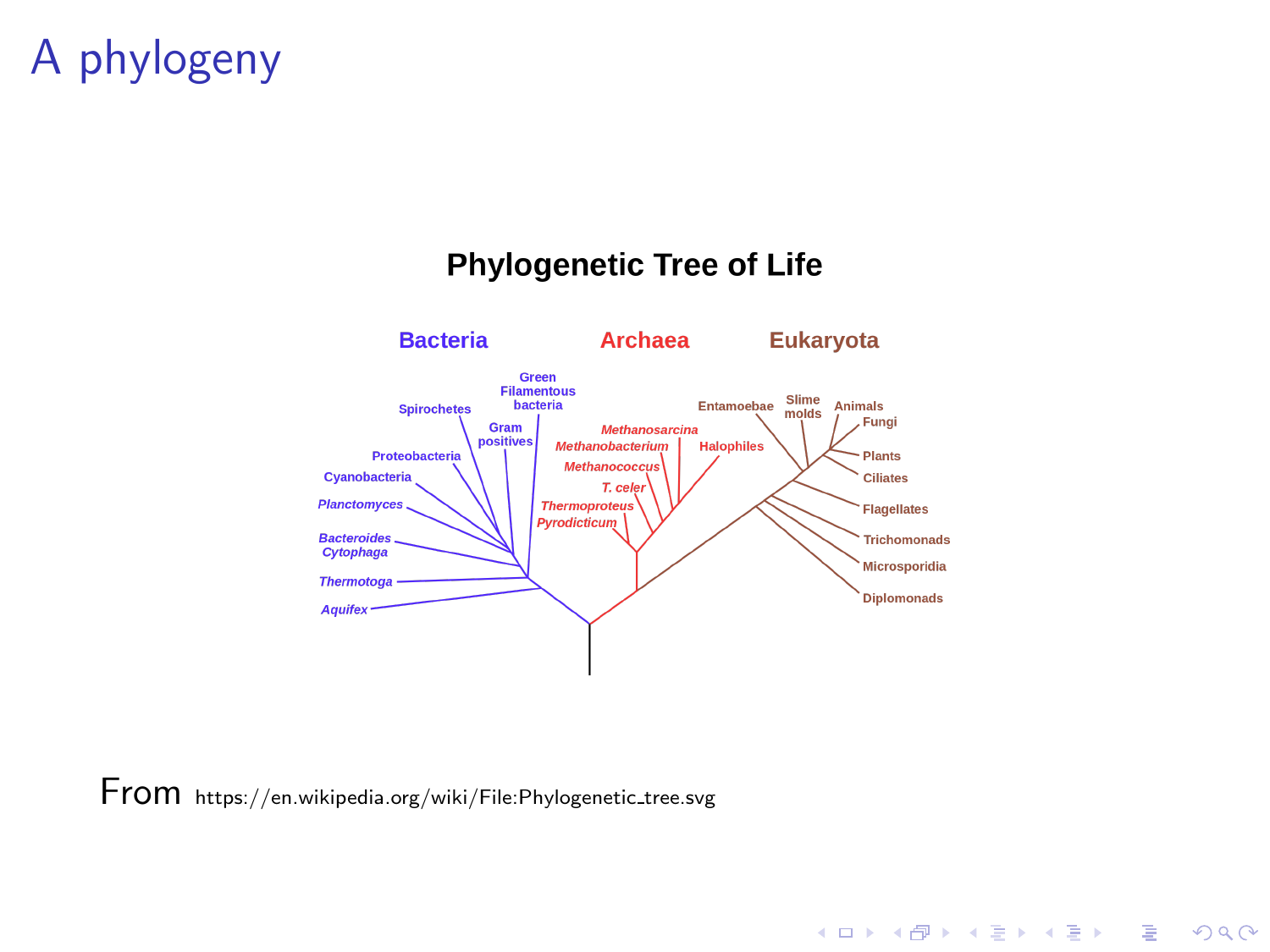# A phylogeny

From https://en.wikipedia.org/wiki/File:Phylogenetic_tree.svg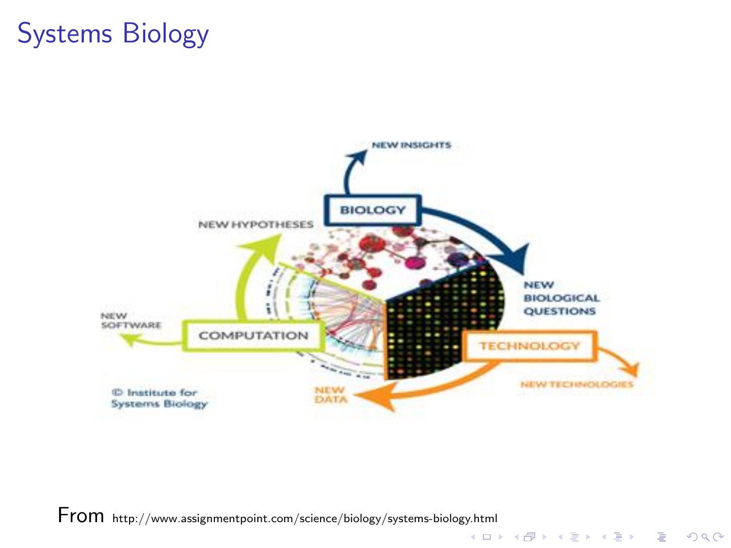# Systems Biology

NEW INSIGHTS

BIOLOGY

NEW HYPOTHESES

NEW BIOLOGICAL QUESTIONS

NEW SOFTWARE

COMPUTATION

TECHNOLOGY

NEW TECHNOLOGIES

NEW DATA

© Institute for Systems Biology

From http://www.assignmentpoint.com/science/biology/systems-biology.html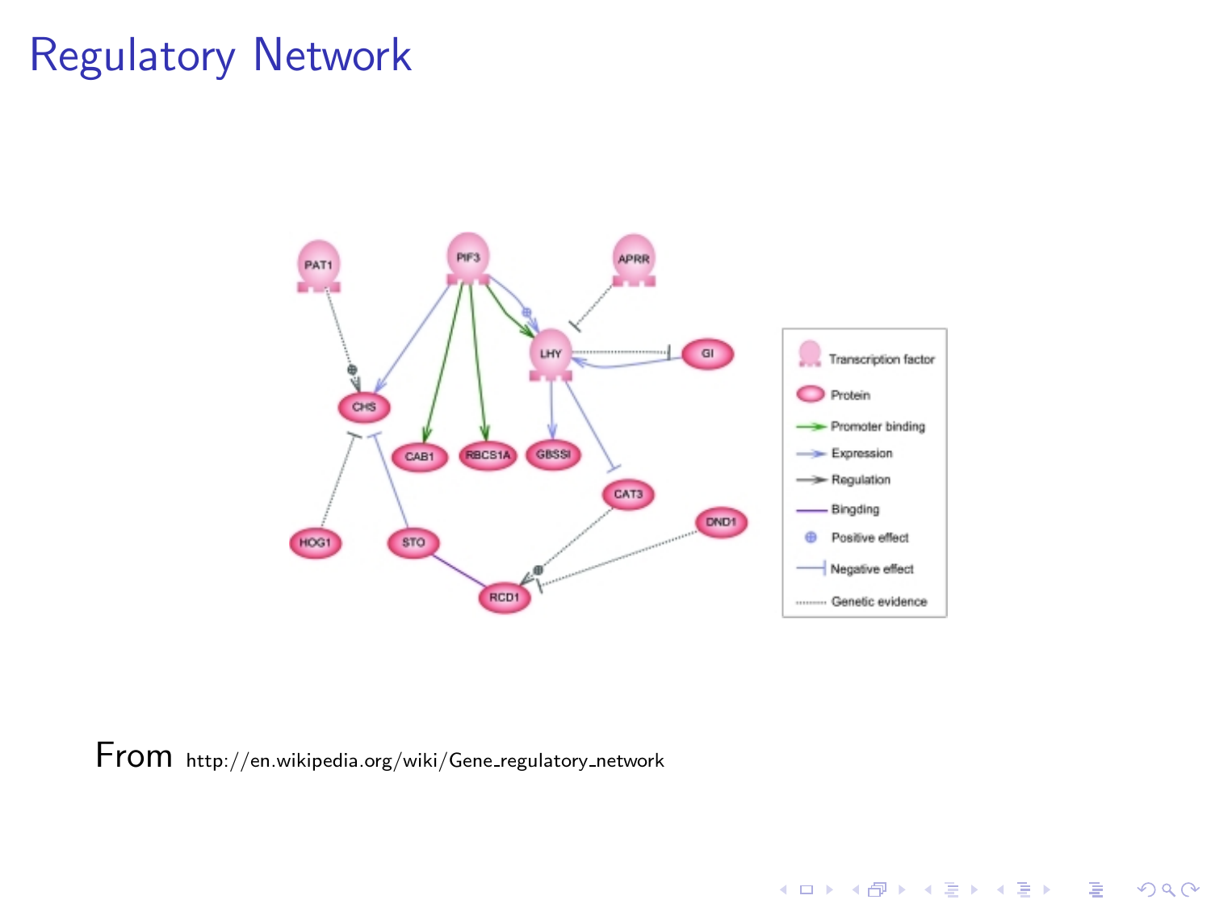# Regulatory Network

From http://en.wikipedia.org/wiki/Gene_regulatory_network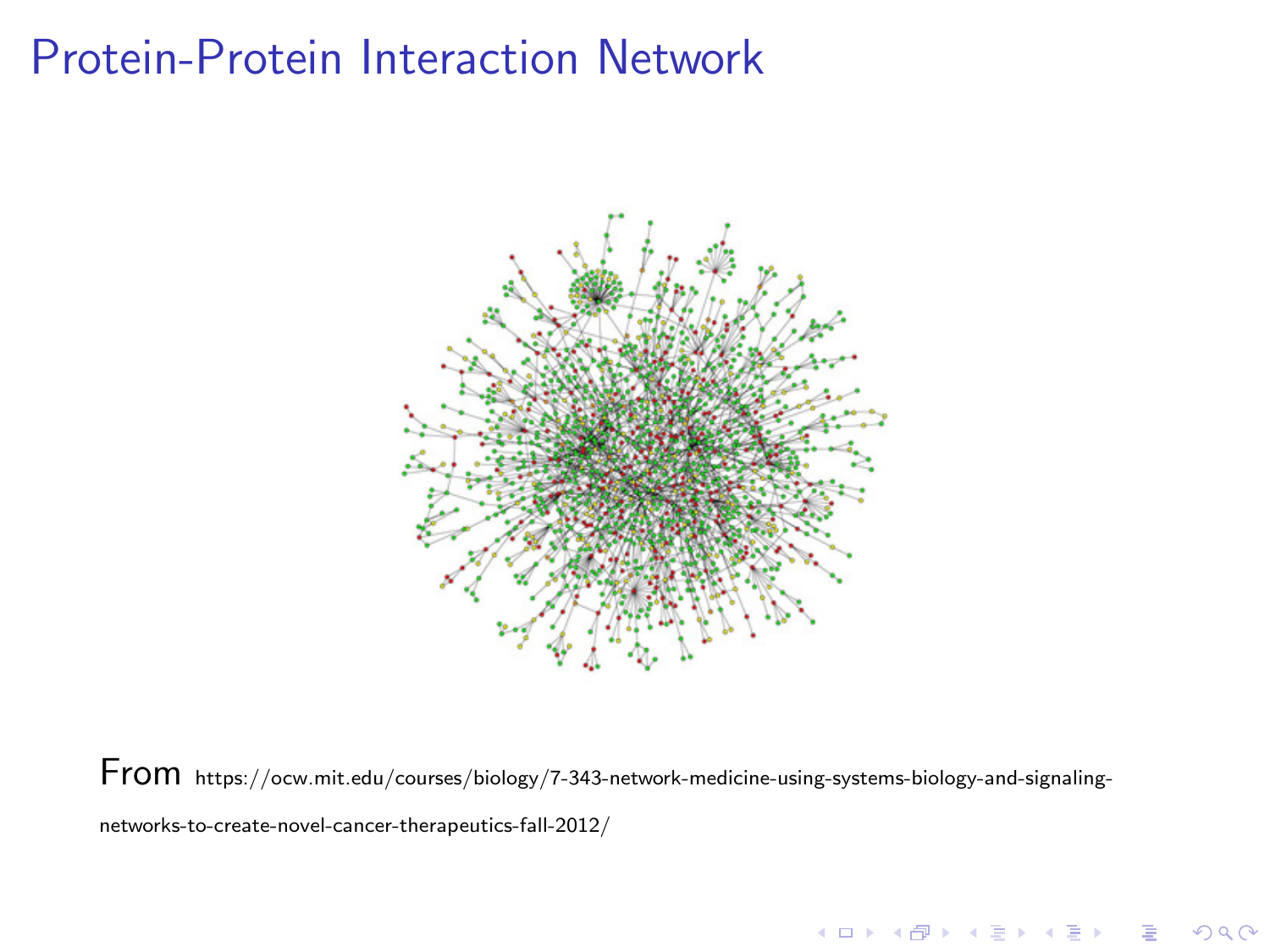# Protein-Protein Interaction Network

From https://ocw.mit.edu/courses/biology/7-343-network-medicine-using-systems-biology-and-signaling-networks-to-create-novel-cancer-therapeutics-fall-2012/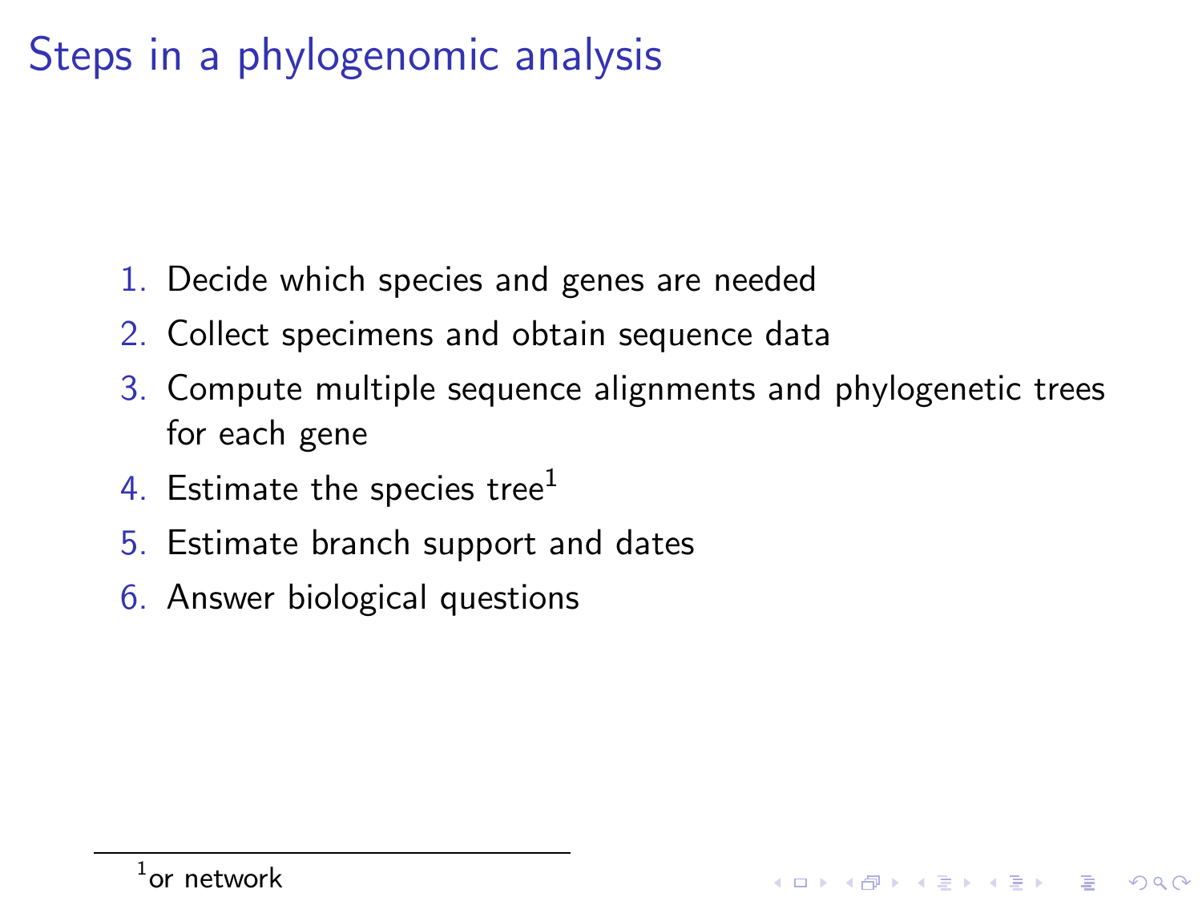# Steps in a phylogenomic analysis

1. Decide which species and genes are needed
2. Collect specimens and obtain sequence data
3. Compute multiple sequence alignments and phylogenetic trees for each gene
4. Estimate the species tree[1]
5. Estimate branch support and dates
6. Answer biological questions

[1] or network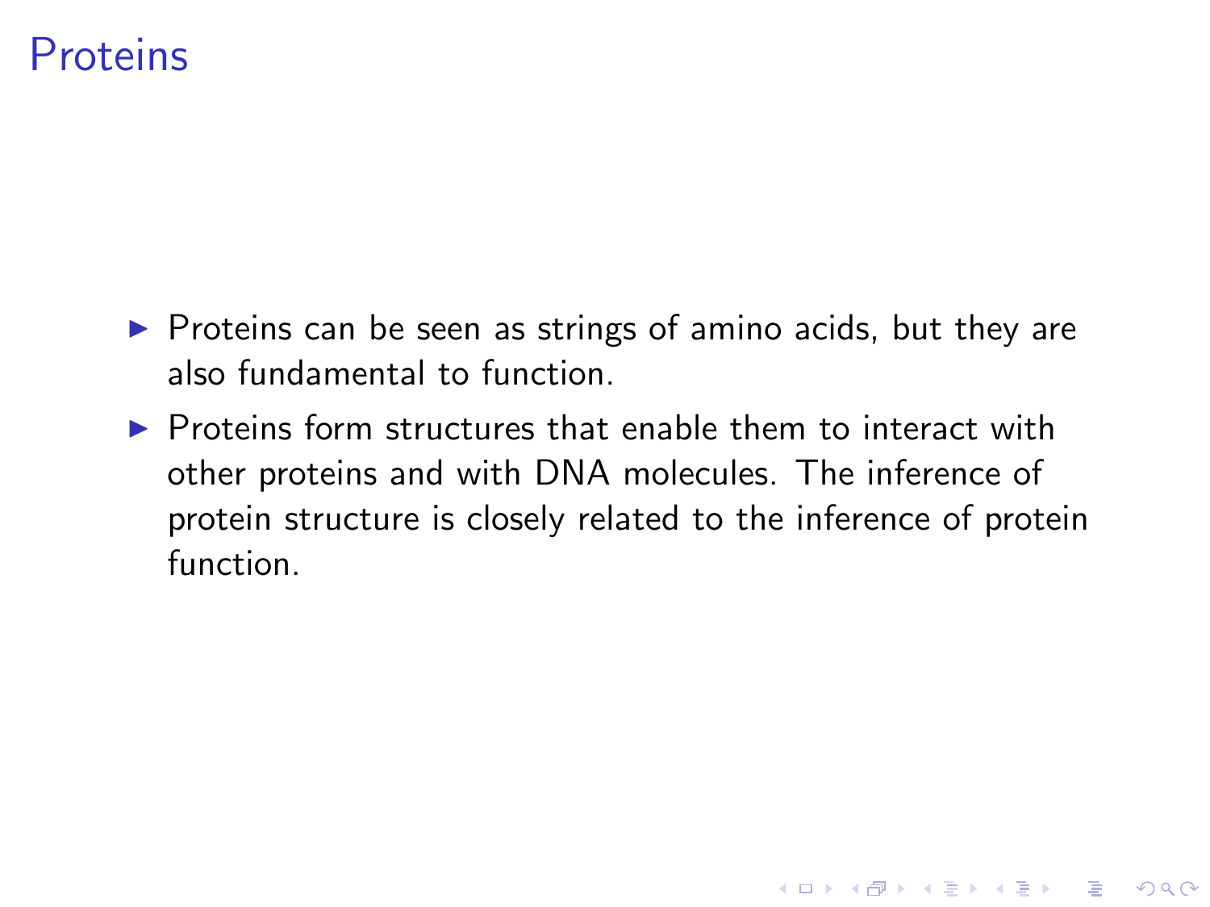# Proteins

- Proteins can be seen as strings of amino acids, but they are also fundamental to function.
- Proteins form structures that enable them to interact with other proteins and with DNA molecules. The inference of protein structure is closely related to the inference of protein function.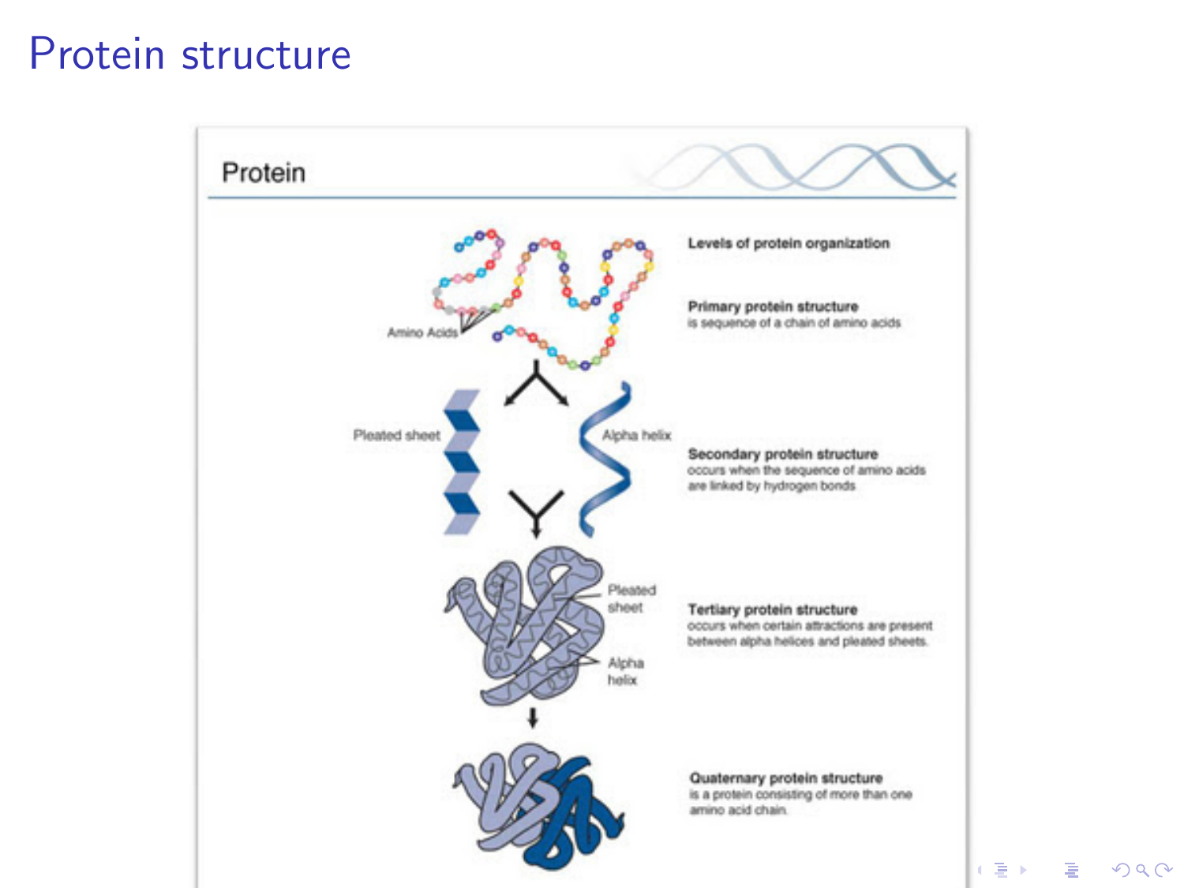# Protein structure

Protein

Levels of protein organization

Amino Acids

**Primary protein structure**
is sequence of a chain of amino acids

Pleated sheet

Alpha helix

**Secondary protein structure**
occurs when the sequence of amino acids are linked by hydrogen bonds

Pleated sheet

Alpha helix

**Tertiary protein structure**
occurs when certain attractions are present between alpha helices and pleated sheets.

**Quaternary protein structure**
is a protein consisting of more than one amino acid chain.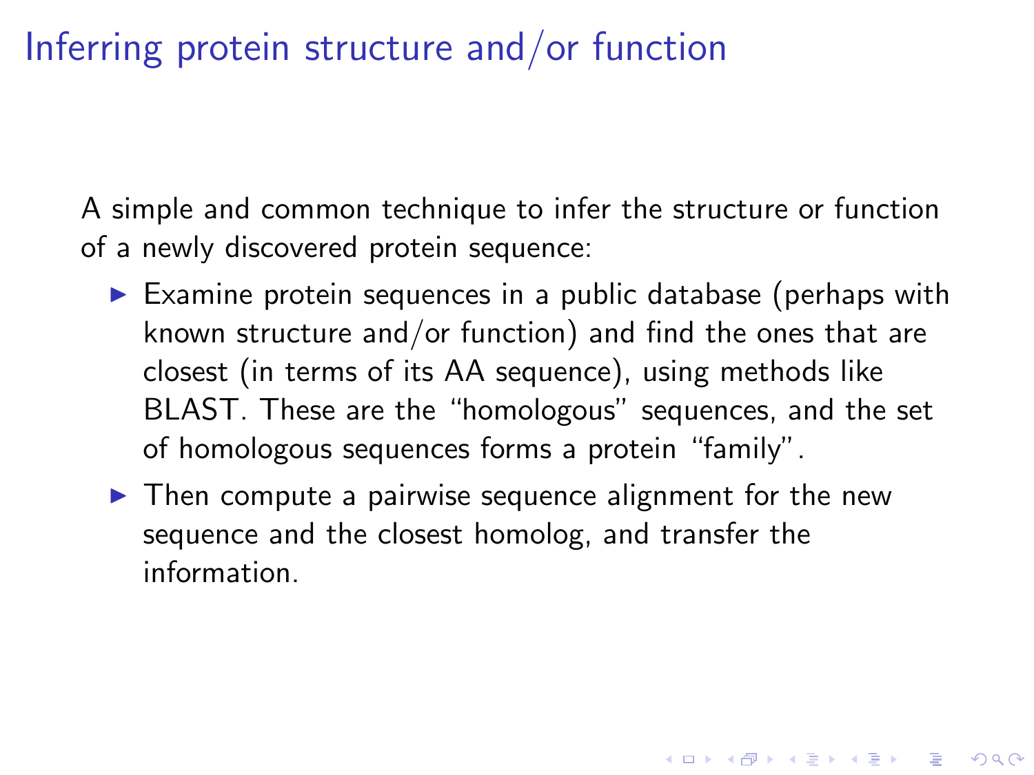# Inferring protein structure and/or function

A simple and common technique to infer the structure or function of a newly discovered protein sequence:

- Examine protein sequences in a public database (perhaps with known structure and/or function) and find the ones that are closest (in terms of its AA sequence), using methods like BLAST. These are the "homologous" sequences, and the set of homologous sequences forms a protein "family".
- Then compute a pairwise sequence alignment for the new sequence and the closest homolog, and transfer the information.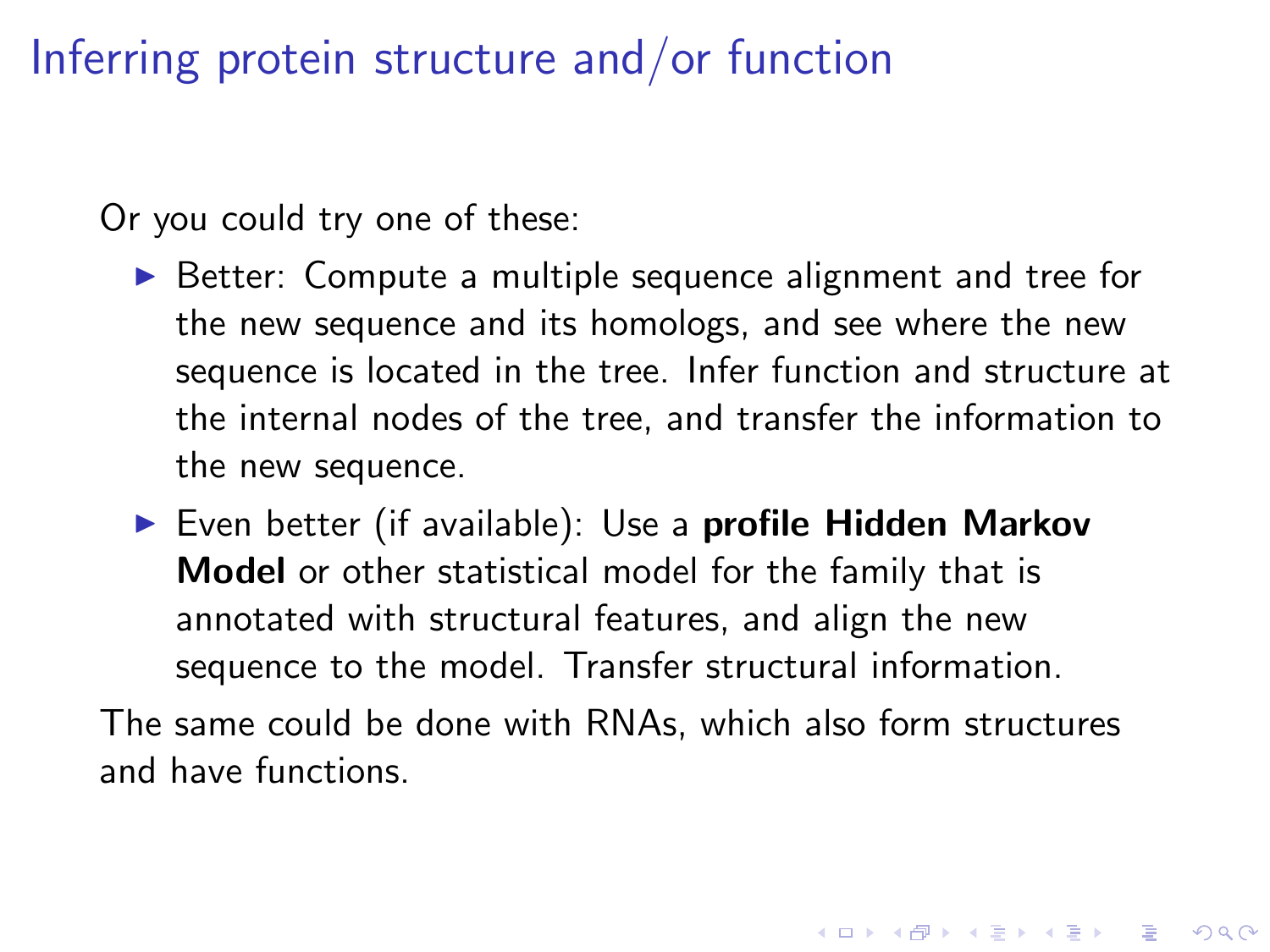# Inferring protein structure and/or function

Or you could try one of these:

- Better: Compute a multiple sequence alignment and tree for the new sequence and its homologs, and see where the new sequence is located in the tree. Infer function and structure at the internal nodes of the tree, and transfer the information to the new sequence.
- Even better (if available): Use a **profile Hidden Markov Model** or other statistical model for the family that is annotated with structural features, and align the new sequence to the model. Transfer structural information.

The same could be done with RNAs, which also form structures and have functions.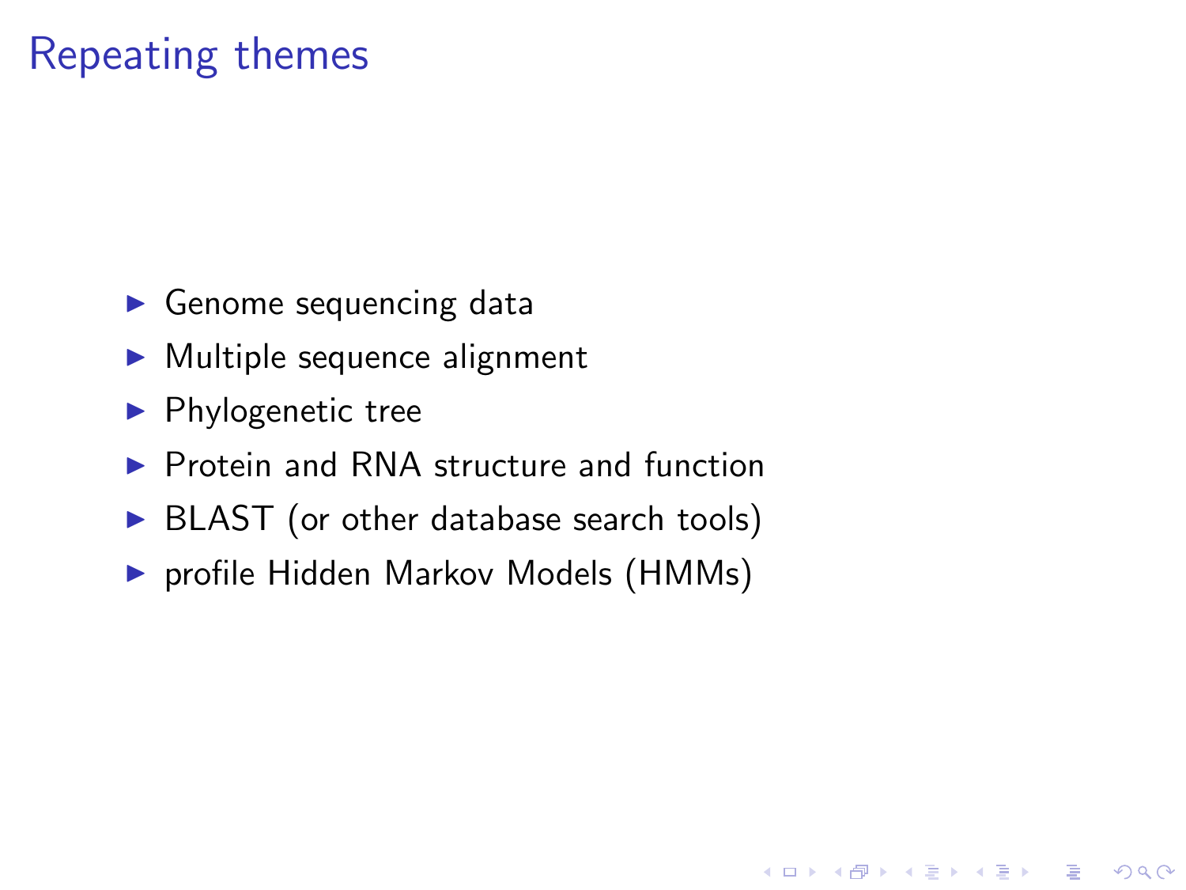# Repeating themes

- Genome sequencing data
- Multiple sequence alignment
- Phylogenetic tree
- Protein and RNA structure and function
- BLAST (or other database search tools)
- profile Hidden Markov Models (HMMs)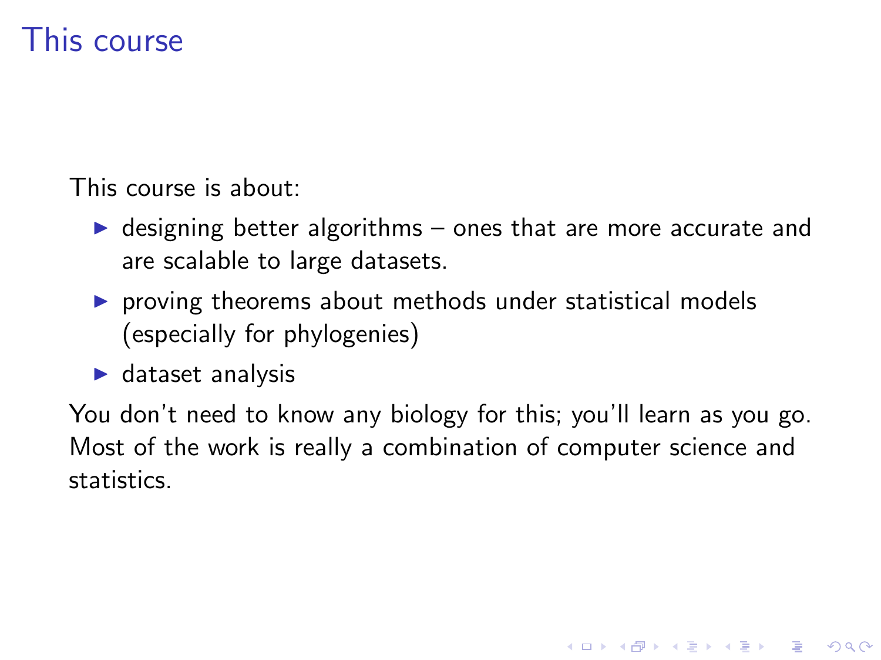# This course

This course is about:

- designing better algorithms – ones that are more accurate and are scalable to large datasets.
- proving theorems about methods under statistical models (especially for phylogenies)
- dataset analysis

You don't need to know any biology for this; you'll learn as you go. Most of the work is really a combination of computer science and statistics.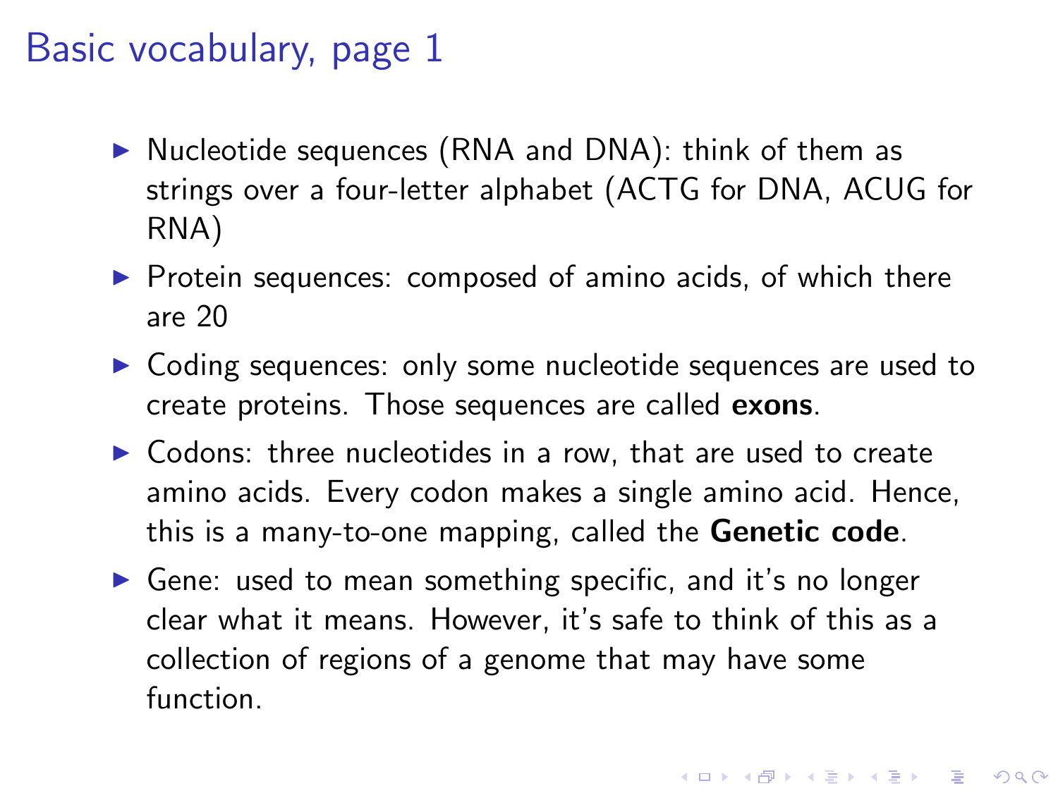# Basic vocabulary, page 1

- Nucleotide sequences (RNA and DNA): think of them as strings over a four-letter alphabet (ACTG for DNA, ACUG for RNA)
- Protein sequences: composed of amino acids, of which there are 20
- Coding sequences: only some nucleotide sequences are used to create proteins. Those sequences are called **exons**.
- Codons: three nucleotides in a row, that are used to create amino acids. Every codon makes a single amino acid. Hence, this is a many-to-one mapping, called the **Genetic code**.
- Gene: used to mean something specific, and it's no longer clear what it means. However, it's safe to think of this as a collection of regions of a genome that may have some function.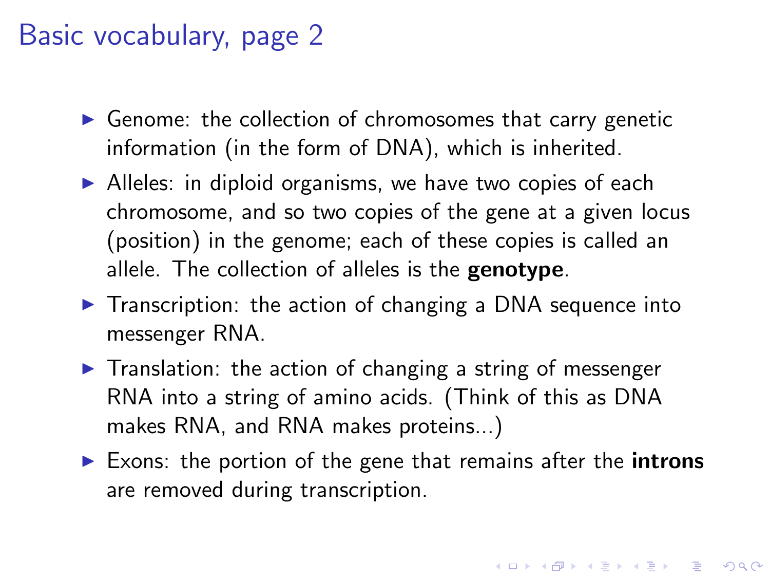# Basic vocabulary, page 2

- Genome: the collection of chromosomes that carry genetic information (in the form of DNA), which is inherited.
- Alleles: in diploid organisms, we have two copies of each chromosome, and so two copies of the gene at a given locus (position) in the genome; each of these copies is called an allele. The collection of alleles is the **genotype**.
- Transcription: the action of changing a DNA sequence into messenger RNA.
- Translation: the action of changing a string of messenger RNA into a string of amino acids. (Think of this as DNA makes RNA, and RNA makes proteins...)
- Exons: the portion of the gene that remains after the **introns** are removed during transcription.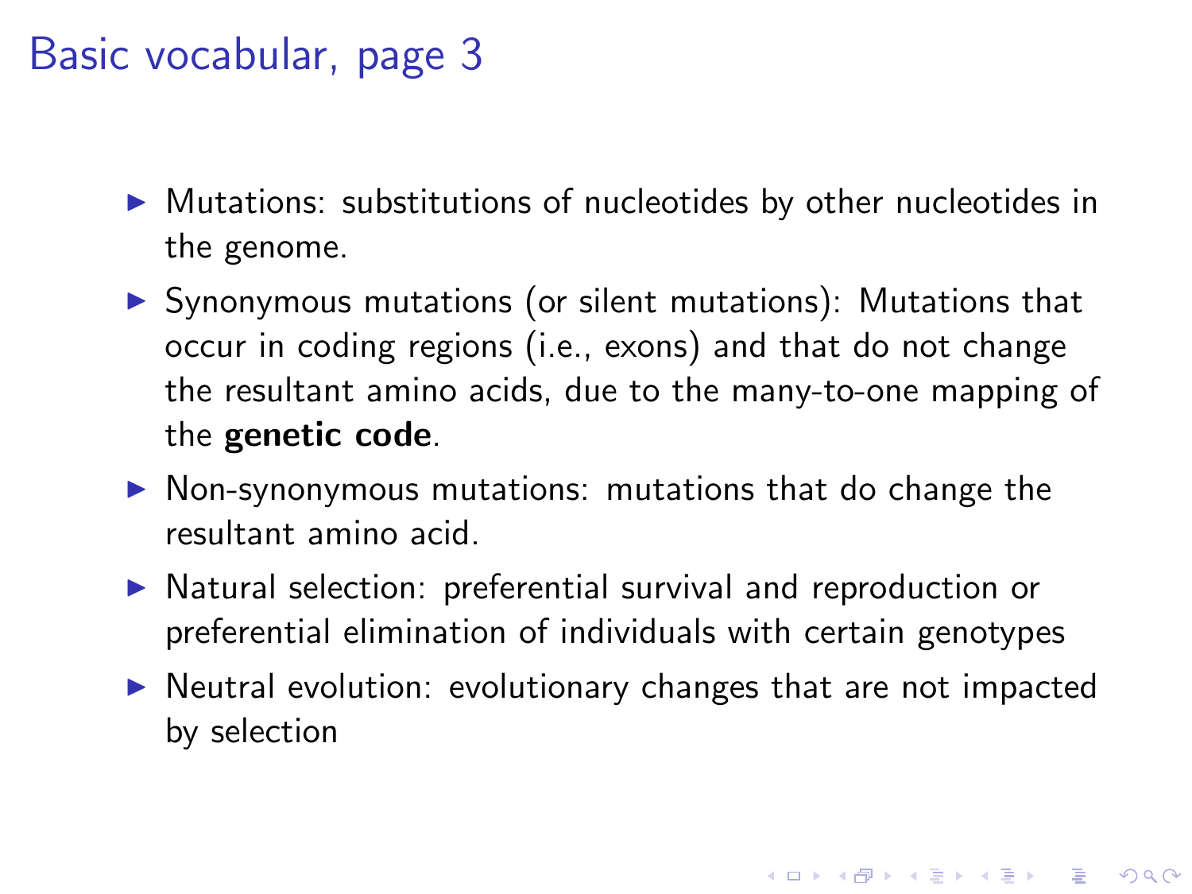# Basic vocabular, page 3

- Mutations: substitutions of nucleotides by other nucleotides in the genome.
- Synonymous mutations (or silent mutations): Mutations that occur in coding regions (i.e., exons) and that do not change the resultant amino acids, due to the many-to-one mapping of the **genetic code**.
- Non-synonymous mutations: mutations that do change the resultant amino acid.
- Natural selection: preferential survival and reproduction or preferential elimination of individuals with certain genotypes
- Neutral evolution: evolutionary changes that are not impacted by selection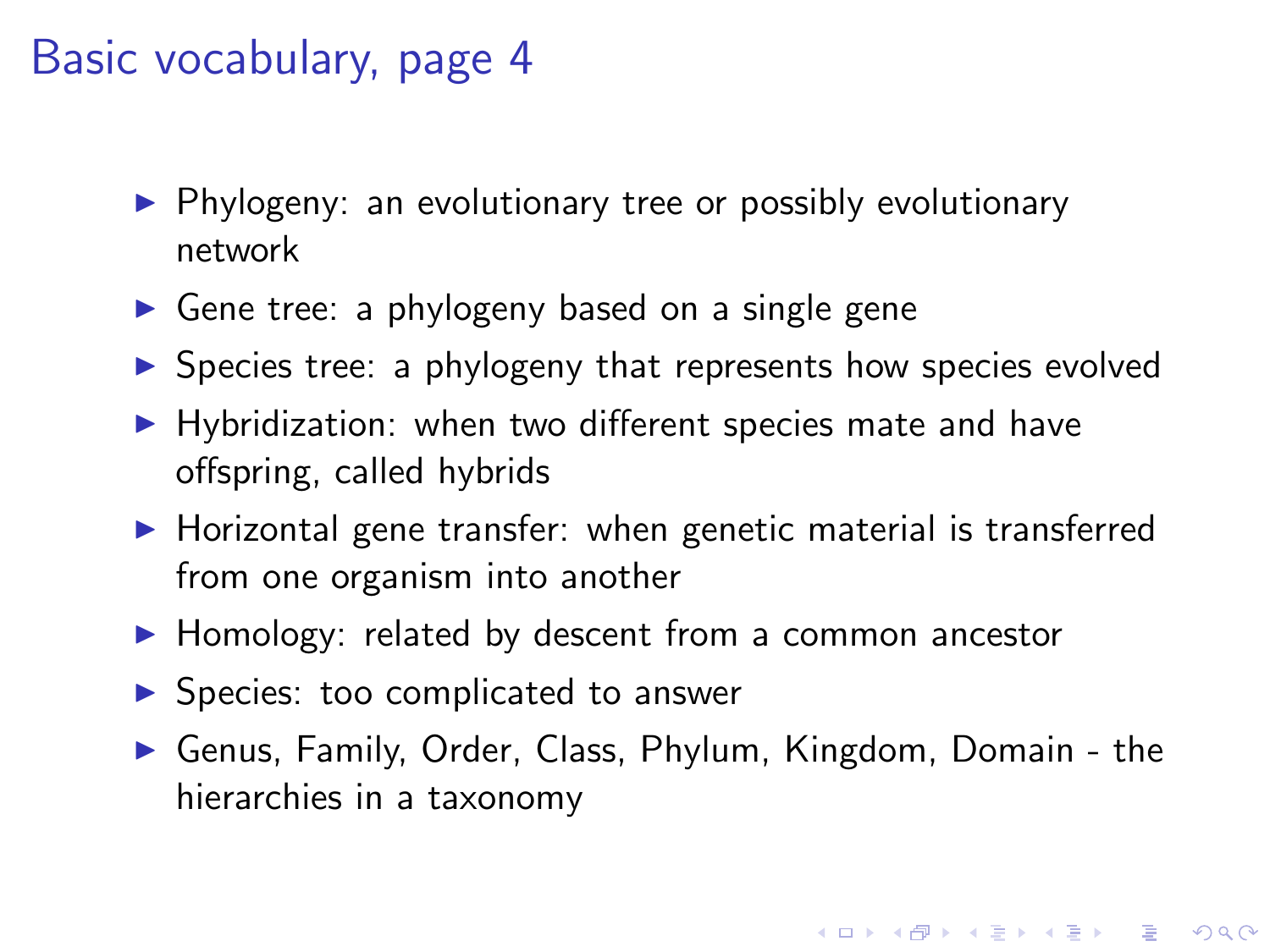# Basic vocabulary, page 4

- Phylogeny: an evolutionary tree or possibly evolutionary network
- Gene tree: a phylogeny based on a single gene
- Species tree: a phylogeny that represents how species evolved
- Hybridization: when two different species mate and have offspring, called hybrids
- Horizontal gene transfer: when genetic material is transferred from one organism into another
- Homology: related by descent from a common ancestor
- Species: too complicated to answer
- Genus, Family, Order, Class, Phylum, Kingdom, Domain - the hierarchies in a taxonomy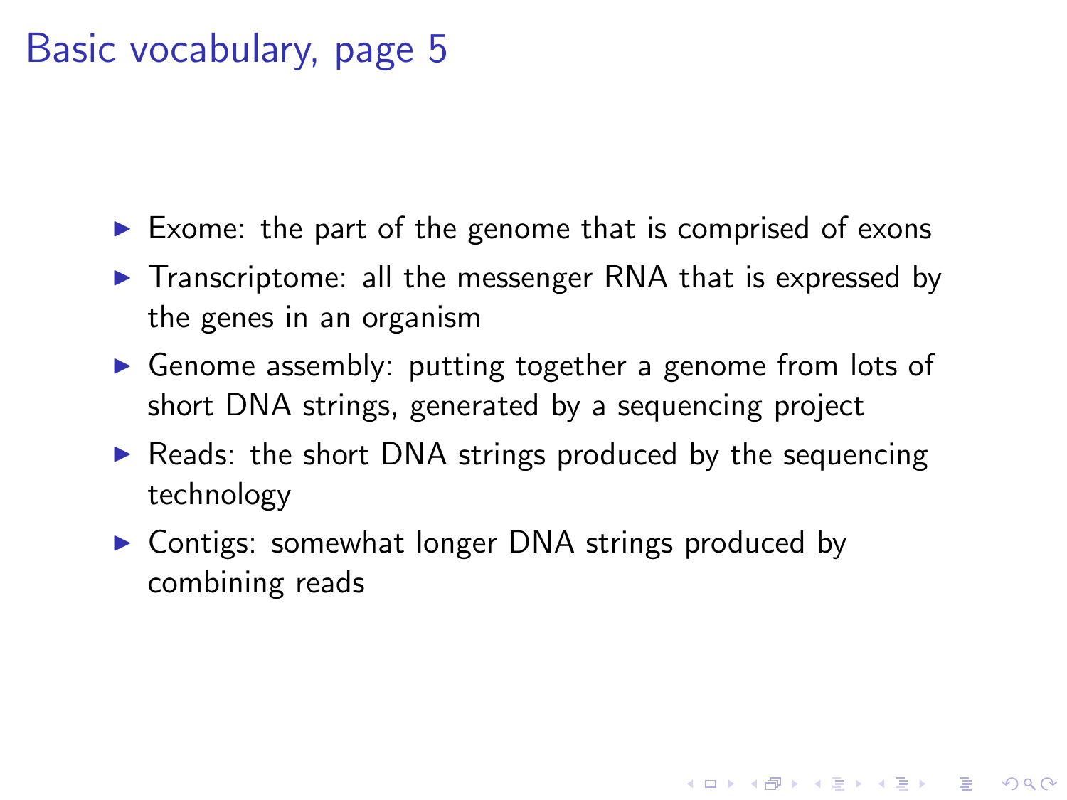# Basic vocabulary, page 5

- Exome: the part of the genome that is comprised of exons
- Transcriptome: all the messenger RNA that is expressed by the genes in an organism
- Genome assembly: putting together a genome from lots of short DNA strings, generated by a sequencing project
- Reads: the short DNA strings produced by the sequencing technology
- Contigs: somewhat longer DNA strings produced by combining reads